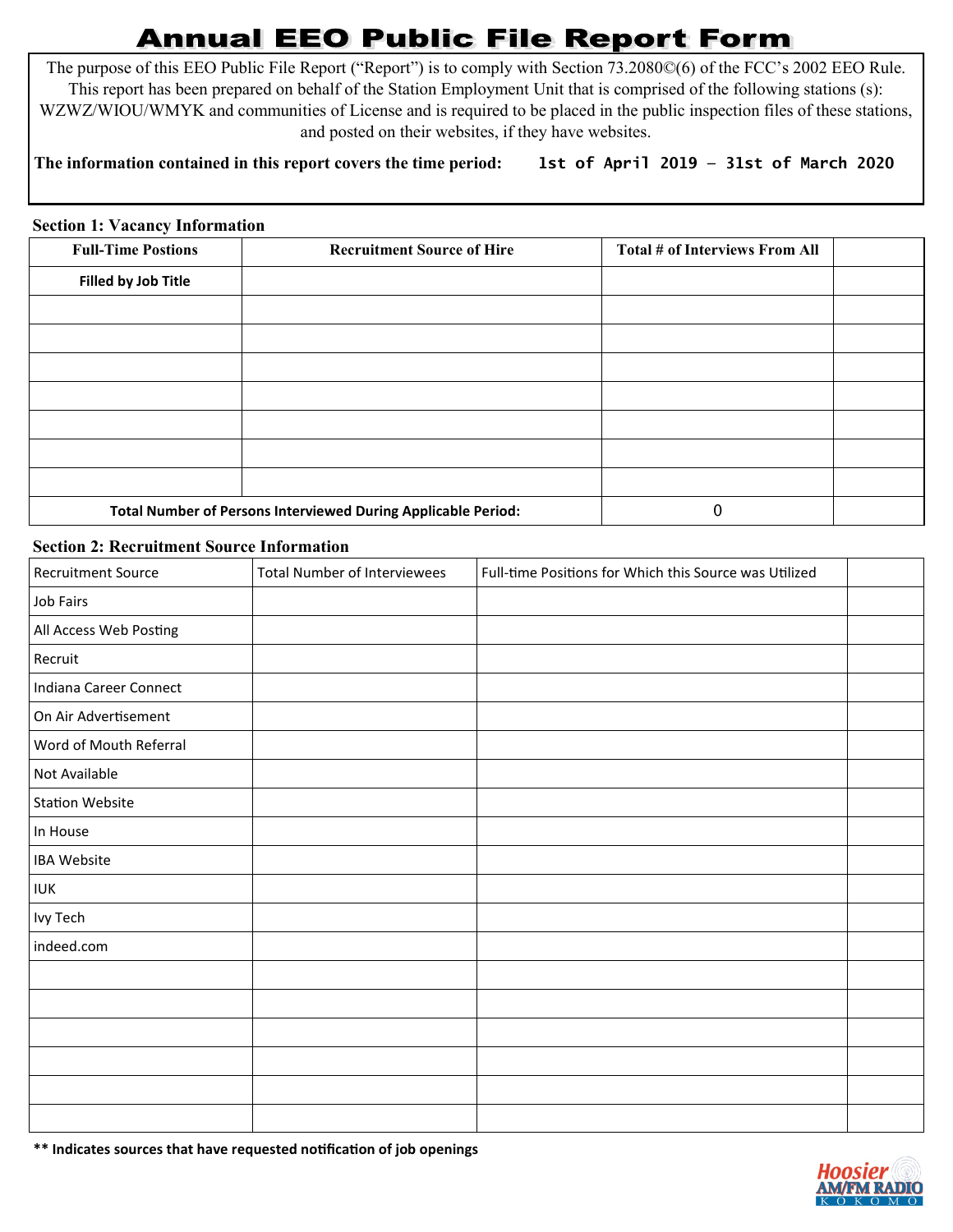# Annual EEO Public File Report Form

The purpose of this EEO Public File Report ("Report") is to comply with Section 73.2080©(6) of the FCC's 2002 EEO Rule. This report has been prepared on behalf of the Station Employment Unit that is comprised of the following stations (s): WZWZ/WIOU/WMYK and communities of License and is required to be placed in the public inspection files of these stations, and posted on their websites, if they have websites.

**The information contained in this report covers the time period:** 1st of April 2019 – 31st of March 2020

**Section 1: Vacancy Information**

| Full-Time Postions | Recruitment Source of Hire | Total # of Interviews From All | |
|---|---|---|---|
| **Filled by Job Title** | | | |
| | | | |
| | | | |
| | | | |
| | | | |
| | | | |
| | | | |
| | | | |
| **Total Number of Persons Interviewed During Applicable Period:** | | 0 | |

**Section 2: Recruitment Source Information**

| Recruitment Source | Total Number of Interviewees | Full-time Positions for Which this Source was Utilized | |
|---|---|---|---|
| Job Fairs | | | |
| All Access Web Posting | | | |
| Recruit | | | |
| Indiana Career Connect | | | |
| On Air Advertisement | | | |
| Word of Mouth Referral | | | |
| Not Available | | | |
| Station Website | | | |
| In House | | | |
| IBA Website | | | |
| IUK | | | |
| Ivy Tech | | | |
| indeed.com | | | |
| | | | |
| | | | |
| | | | |
| | | | |
| | | | |
| | | | |

**\*\* Indicates sources that have requested notification of job openings**

Hoosier AM/FM RADIO KOKOMO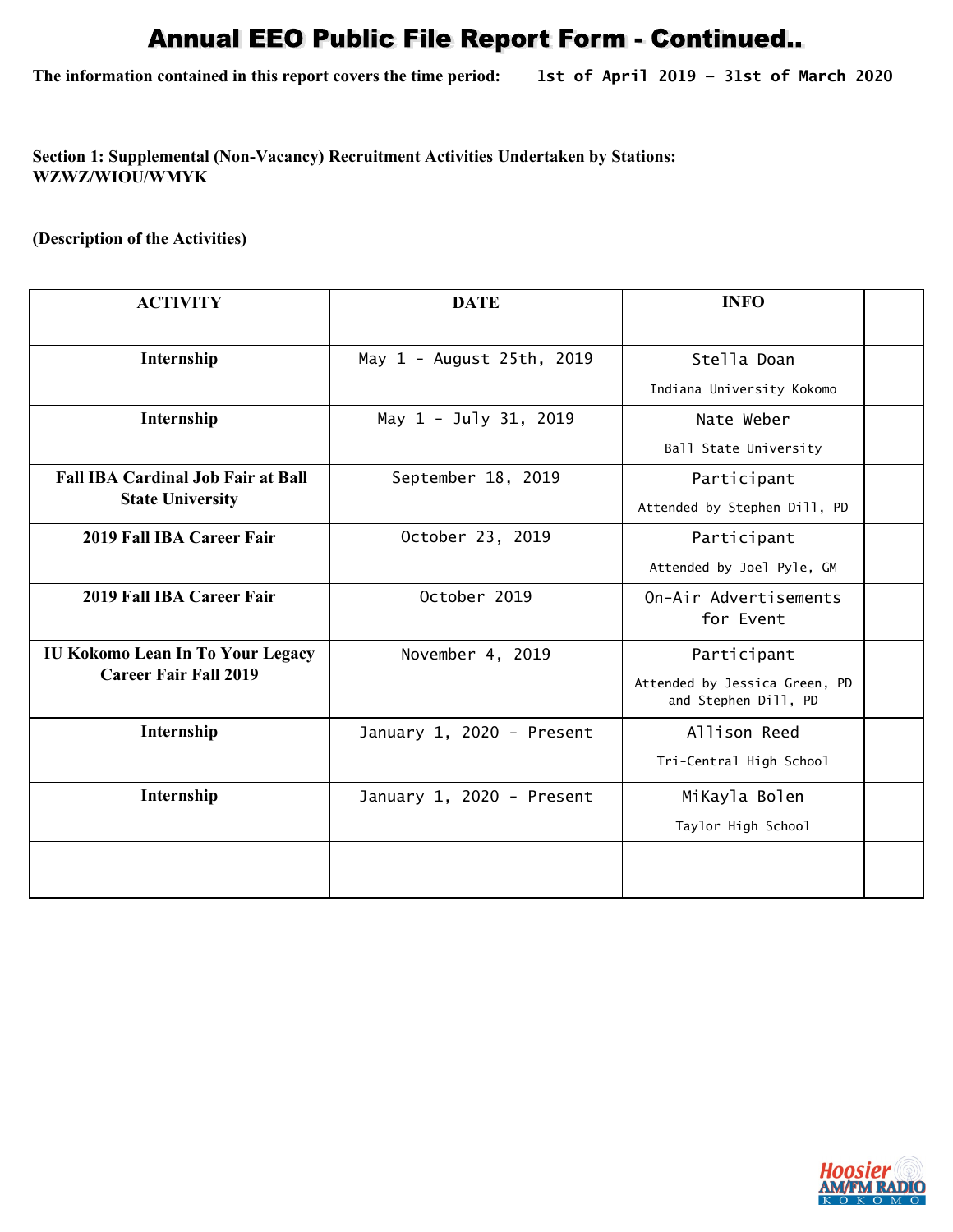# Annual EEO Public File Report Form - Continued..

**The information contained in this report covers the time period:** 1st of April 2019 – 31st of March 2020

**Section 1: Supplemental (Non-Vacancy) Recruitment Activities Undertaken by Stations: WZWZ/WIOU/WMYK**

**(Description of the Activities)**

| ACTIVITY | DATE | INFO | |
|---|---|---|---|
| **Internship** | May 1 - August 25th, 2019 | Stella Doan<br>Indiana University Kokomo | |
| **Internship** | May 1 - July 31, 2019 | Nate Weber<br>Ball State University | |
| **Fall IBA Cardinal Job Fair at Ball State University** | September 18, 2019 | Participant<br>Attended by Stephen Dill, PD | |
| **2019 Fall IBA Career Fair** | October 23, 2019 | Participant<br>Attended by Joel Pyle, GM | |
| **2019 Fall IBA Career Fair** | October 2019 | On-Air Advertisements for Event | |
| **IU Kokomo Lean In To Your Legacy Career Fair Fall 2019** | November 4, 2019 | Participant<br>Attended by Jessica Green, PD and Stephen Dill, PD | |
| **Internship** | January 1, 2020 - Present | Allison Reed<br>Tri-Central High School | |
| **Internship** | January 1, 2020 - Present | MiKayla Bolen<br>Taylor High School | |
| | | | |

Hoosier AM/FM RADIO KOKOMO